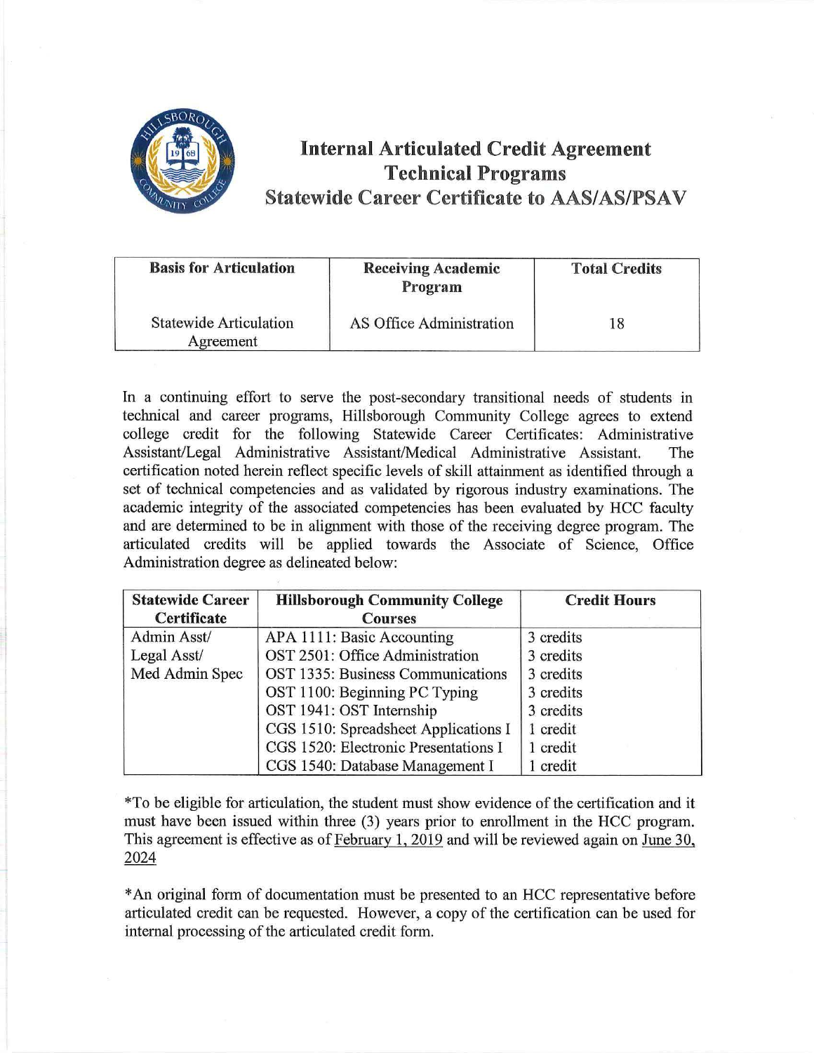# Internal Articulated Credit Agreement
## Technical Programs
## Statewide Career Certificate to AAS/AS/PSAV

| Basis for Articulation | Receiving Academic Program | Total Credits |
|---|---|---|
| Statewide Articulation Agreement | AS Office Administration | 18 |

In a continuing effort to serve the post-secondary transitional needs of students in technical and career programs, Hillsborough Community College agrees to extend college credit for the following Statewide Career Certificates: Administrative Assistant/Legal Administrative Assistant/Medical Administrative Assistant. The certification noted herein reflect specific levels of skill attainment as identified through a set of technical competencies and as validated by rigorous industry examinations. The academic integrity of the associated competencies has been evaluated by HCC faculty and are determined to be in alignment with those of the receiving degree program. The articulated credits will be applied towards the Associate of Science, Office Administration degree as delineated below:

| Statewide Career Certificate | Hillsborough Community College Courses | Credit Hours |
|---|---|---|
| Admin Asst/ | APA 1111: Basic Accounting | 3 credits |
| Legal Asst/ | OST 2501: Office Administration | 3 credits |
| Med Admin Spec | OST 1335: Business Communications | 3 credits |
| | OST 1100: Beginning PC Typing | 3 credits |
| | OST 1941: OST Internship | 3 credits |
| | CGS 1510: Spreadsheet Applications I | 1 credit |
| | CGS 1520: Electronic Presentations I | 1 credit |
| | CGS 1540: Database Management I | 1 credit |

*To be eligible for articulation, the student must show evidence of the certification and it must have been issued within three (3) years prior to enrollment in the HCC program. This agreement is effective as of February 1, 2019 and will be reviewed again on June 30, 2024

*An original form of documentation must be presented to an HCC representative before articulated credit can be requested. However, a copy of the certification can be used for internal processing of the articulated credit form.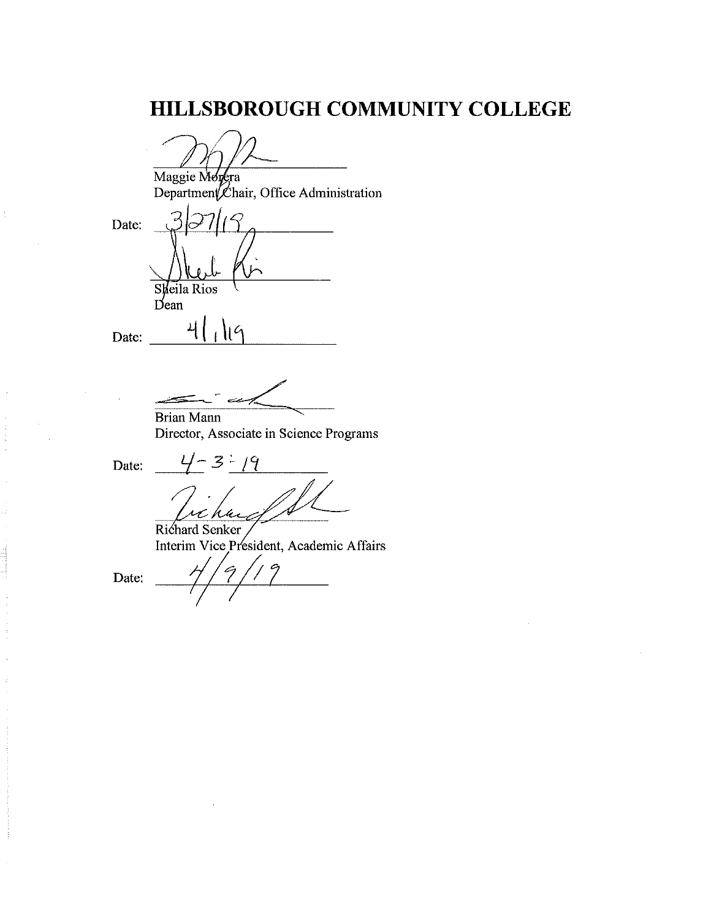# HILLSBOROUGH COMMUNITY COLLEGE

Maggie Morera
Department Chair, Office Administration

Date: 3/27/19

Sheila Rios
Dean

Date: 4/1/19

Brian Mann
Director, Associate in Science Programs

Date: 4-3-19

Richard Senker
Interim Vice President, Academic Affairs

Date: 4/9/19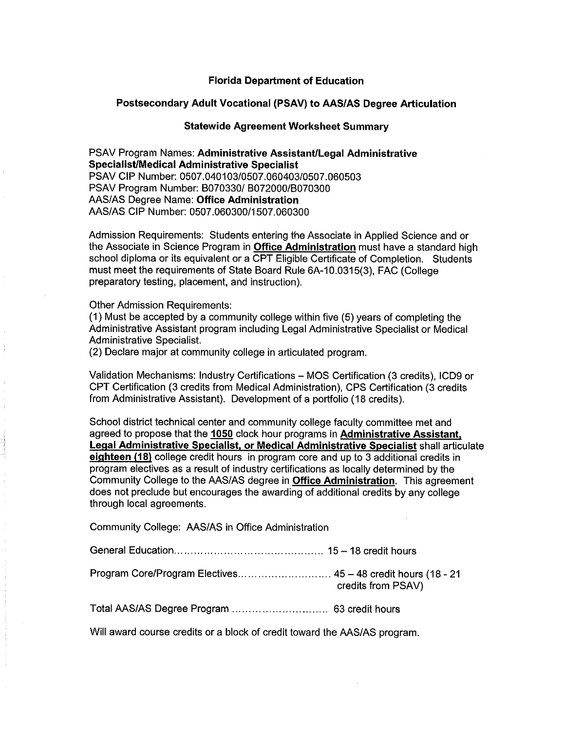**Florida Department of Education**

**Postsecondary Adult Vocational (PSAV) to AAS/AS Degree Articulation**

**Statewide Agreement Worksheet Summary**

PSAV Program Names: **Administrative Assistant/Legal Administrative Specialist/Medical Administrative Specialist**
PSAV CIP Number: 0507.040103/0507.060403/0507.060503
PSAV Program Number: B070330/ B072000/B070300
AAS/AS Degree Name: **Office Administration**
AAS/AS CIP Number: 0507.060300/1507.060300

Admission Requirements: Students entering the Associate in Applied Science and or the Associate in Science Program in **Office Administration** must have a standard high school diploma or its equivalent or a CPT Eligible Certificate of Completion. Students must meet the requirements of State Board Rule 6A-10.0315(3), FAC (College preparatory testing, placement, and instruction).

Other Admission Requirements:
(1) Must be accepted by a community college within five (5) years of completing the Administrative Assistant program including Legal Administrative Specialist or Medical Administrative Specialist.
(2) Declare major at community college in articulated program.

Validation Mechanisms: Industry Certifications – MOS Certification (3 credits), ICD9 or CPT Certification (3 credits from Medical Administration), CPS Certification (3 credits from Administrative Assistant). Development of a portfolio (18 credits).

School district technical center and community college faculty committee met and agreed to propose that the **1050** clock hour programs in **Administrative Assistant, Legal Administrative Specialist, or Medical Administrative Specialist** shall articulate **eighteen (18)** college credit hours in program core and up to 3 additional credits in program electives as a result of industry certifications as locally determined by the Community College to the AAS/AS degree in **Office Administration**. This agreement does not preclude but encourages the awarding of additional credits by any college through local agreements.

Community College: AAS/AS in Office Administration

General Education............................................ 15 – 18 credit hours

Program Core/Program Electives............................ 45 – 48 credit hours (18 - 21 credits from PSAV)

Total AAS/AS Degree Program ............................ 63 credit hours

Will award course credits or a block of credit toward the AAS/AS program.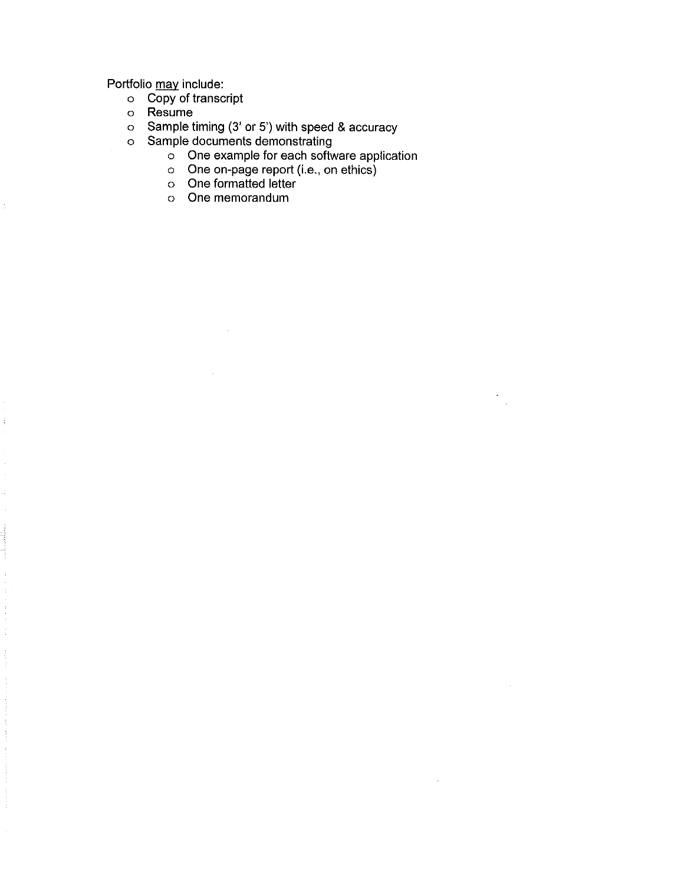Portfolio <u>may</u> include:

- Copy of transcript
- Resume
- Sample timing (3' or 5') with speed & accuracy
- Sample documents demonstrating
    - One example for each software application
    - One on-page report (i.e., on ethics)
    - One formatted letter
    - One memorandum